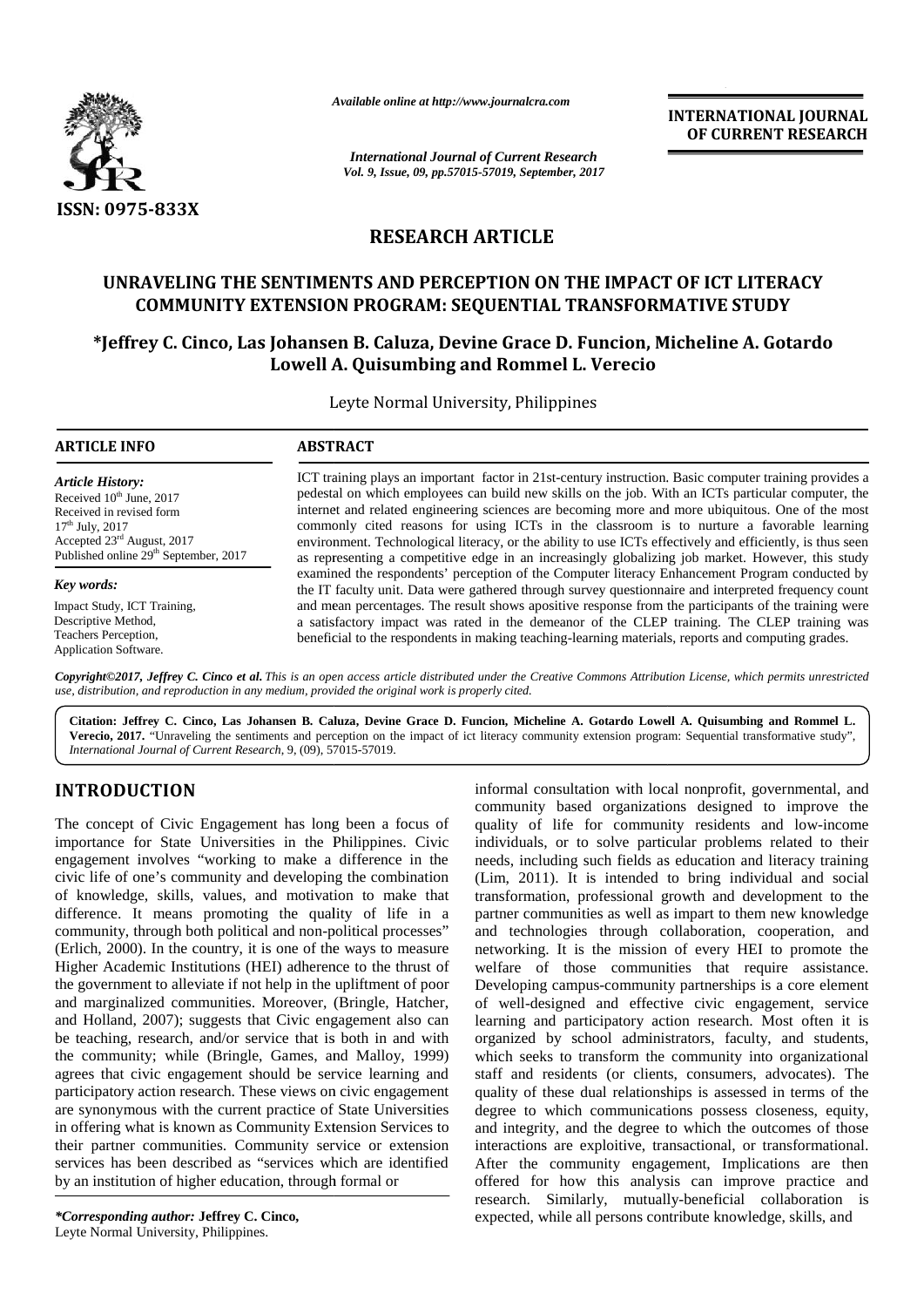# RESEARCH ARTICLE

## UNRAVELING THE SENTIMENTS AND PERCEPTION ON THE IMPACT OF ICT LITERACY COMMUNITY EXTENSION PROGRAM: SEQUENTIAL TRANSFORMATIVE STUDY

**\*Jeffrey C. Cinco, Las Johansen B. Caluza, Devine Grace D. Funcion, Micheline A. Gotardo Lowell A. Quisumbing and Rommel L. Verecio**

Leyte Normal University, Philippines

### ARTICLE INFO

***Article History:***

Received 10th June, 2017
Received in revised form 17th July, 2017
Accepted 23rd August, 2017
Published online 29th September, 2017

***Key words:***

Impact Study, ICT Training, Descriptive Method, Teachers Perception, Application Software.

### ABSTRACT

ICT training plays an important factor in 21st-century instruction. Basic computer training provides a pedestal on which employees can build new skills on the job. With an ICTs particular computer, the internet and related engineering sciences are becoming more and more ubiquitous. One of the most commonly cited reasons for using ICTs in the classroom is to nurture a favorable learning environment. Technological literacy, or the ability to use ICTs effectively and efficiently, is thus seen as representing a competitive edge in an increasingly globalizing job market. However, this study examined the respondents' perception of the Computer literacy Enhancement Program conducted by the IT faculty unit. Data were gathered through survey questionnaire and interpreted frequency count and mean percentages. The result shows apositive response from the participants of the training were a satisfactory impact was rated in the demeanor of the CLEP training. The CLEP training was beneficial to the respondents in making teaching-learning materials, reports and computing grades.

***Copyright©2017, Jeffrey C. Cinco et al.*** *This is an open access article distributed under the Creative Commons Attribution License, which permits unrestricted use, distribution, and reproduction in any medium, provided the original work is properly cited.*

**Citation: Jeffrey C. Cinco, Las Johansen B. Caluza, Devine Grace D. Funcion, Micheline A. Gotardo Lowell A. Quisumbing and Rommel L. Verecio, 2017.** "Unraveling the sentiments and perception on the impact of ict literacy community extension program: Sequential transformative study", *International Journal of Current Research*, 9, (09), 57015-57019.

## INTRODUCTION

The concept of Civic Engagement has long been a focus of importance for State Universities in the Philippines. Civic engagement involves "working to make a difference in the civic life of one's community and developing the combination of knowledge, skills, values, and motivation to make that difference. It means promoting the quality of life in a community, through both political and non-political processes" (Erlich, 2000). In the country, it is one of the ways to measure Higher Academic Institutions (HEI) adherence to the thrust of the government to alleviate if not help in the upliftment of poor and marginalized communities. Moreover, (Bringle, Hatcher, and Holland, 2007); suggests that Civic engagement also can be teaching, research, and/or service that is both in and with the community; while (Bringle, Games, and Malloy, 1999) agrees that civic engagement should be service learning and participatory action research. These views on civic engagement are synonymous with the current practice of State Universities in offering what is known as Community Extension Services to their partner communities. Community service or extension services has been described as "services which are identified by an institution of higher education, through formal or informal consultation with local nonprofit, governmental, and community based organizations designed to improve the quality of life for community residents and low-income individuals, or to solve particular problems related to their needs, including such fields as education and literacy training (Lim, 2011). It is intended to bring individual and social transformation, professional growth and development to the partner communities as well as impart to them new knowledge and technologies through collaboration, cooperation, and networking. It is the mission of every HEI to promote the welfare of those communities that require assistance. Developing campus-community partnerships is a core element of well-designed and effective civic engagement, service learning and participatory action research. Most often it is organized by school administrators, faculty, and students, which seeks to transform the community into organizational staff and residents (or clients, consumers, advocates). The quality of these dual relationships is assessed in terms of the degree to which communications possess closeness, equity, and integrity, and the degree to which the outcomes of those interactions are exploitive, transactional, or transformational. After the community engagement, Implications are then offered for how this analysis can improve practice and research. Similarly, mutually-beneficial collaboration is expected, while all persons contribute knowledge, skills, and

***\*Corresponding author:*** **Jeffrey C. Cinco,**
Leyte Normal University, Philippines.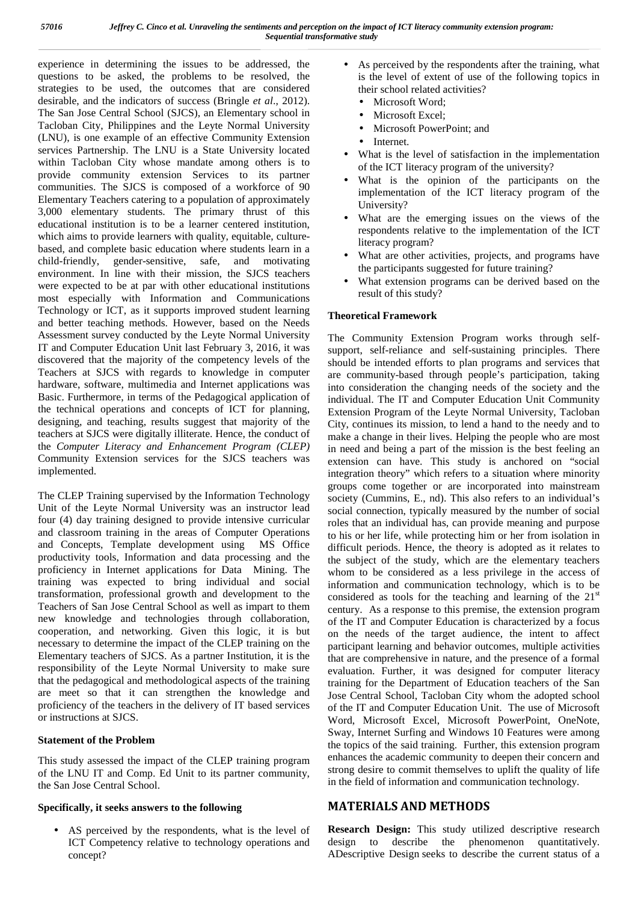experience in determining the issues to be addressed, the questions to be asked, the problems to be resolved, the strategies to be used, the outcomes that are considered desirable, and the indicators of success (Bringle *et al*., 2012). The San Jose Central School (SJCS), an Elementary school in Tacloban City, Philippines and the Leyte Normal University (LNU), is one example of an effective Community Extension services Partnership. The LNU is a State University located within Tacloban City whose mandate among others is to provide community extension Services to its partner communities. The SJCS is composed of a workforce of 90 Elementary Teachers catering to a population of approximately 3,000 elementary students. The primary thrust of this educational institution is to be a learner centered institution, which aims to provide learners with quality, equitable, culture-based, and complete basic education where students learn in a child-friendly, gender-sensitive, safe, and motivating environment. In line with their mission, the SJCS teachers were expected to be at par with other educational institutions most especially with Information and Communications Technology or ICT, as it supports improved student learning and better teaching methods. However, based on the Needs Assessment survey conducted by the Leyte Normal University IT and Computer Education Unit last February 3, 2016, it was discovered that the majority of the competency levels of the Teachers at SJCS with regards to knowledge in computer hardware, software, multimedia and Internet applications was Basic. Furthermore, in terms of the Pedagogical application of the technical operations and concepts of ICT for planning, designing, and teaching, results suggest that majority of the teachers at SJCS were digitally illiterate. Hence, the conduct of the *Computer Literacy and Enhancement Program (CLEP)* Community Extension services for the SJCS teachers was implemented.

The CLEP Training supervised by the Information Technology Unit of the Leyte Normal University was an instructor lead four (4) day training designed to provide intensive curricular and classroom training in the areas of Computer Operations and Concepts, Template development using MS Office productivity tools, Information and data processing and the proficiency in Internet applications for Data Mining. The training was expected to bring individual and social transformation, professional growth and development to the Teachers of San Jose Central School as well as impart to them new knowledge and technologies through collaboration, cooperation, and networking. Given this logic, it is but necessary to determine the impact of the CLEP training on the Elementary teachers of SJCS. As a partner Institution, it is the responsibility of the Leyte Normal University to make sure that the pedagogical and methodological aspects of the training are meet so that it can strengthen the knowledge and proficiency of the teachers in the delivery of IT based services or instructions at SJCS.

### Statement of the Problem

This study assessed the impact of the CLEP training program of the LNU IT and Comp. Ed Unit to its partner community, the San Jose Central School.

### Specifically, it seeks answers to the following

- AS perceived by the respondents, what is the level of ICT Competency relative to technology operations and concept?
- As perceived by the respondents after the training, what is the level of extent of use of the following topics in their school related activities?
  - Microsoft Word;
  - Microsoft Excel;
  - Microsoft PowerPoint; and
  - Internet.
- What is the level of satisfaction in the implementation of the ICT literacy program of the university?
- What is the opinion of the participants on the implementation of the ICT literacy program of the University?
- What are the emerging issues on the views of the respondents relative to the implementation of the ICT literacy program?
- What are other activities, projects, and programs have the participants suggested for future training?
- What extension programs can be derived based on the result of this study?

### Theoretical Framework

The Community Extension Program works through self-support, self-reliance and self-sustaining principles. There should be intended efforts to plan programs and services that are community-based through people's participation, taking into consideration the changing needs of the society and the individual. The IT and Computer Education Unit Community Extension Program of the Leyte Normal University, Tacloban City, continues its mission, to lend a hand to the needy and to make a change in their lives. Helping the people who are most in need and being a part of the mission is the best feeling an extension can have. This study is anchored on "social integration theory" which refers to a situation where minority groups come together or are incorporated into mainstream society (Cummins, E., nd). This also refers to an individual's social connection, typically measured by the number of social roles that an individual has, can provide meaning and purpose to his or her life, while protecting him or her from isolation in difficult periods. Hence, the theory is adopted as it relates to the subject of the study, which are the elementary teachers whom to be considered as a less privilege in the access of information and communication technology, which is to be considered as tools for the teaching and learning of the 21st century. As a response to this premise, the extension program of the IT and Computer Education is characterized by a focus on the needs of the target audience, the intent to affect participant learning and behavior outcomes, multiple activities that are comprehensive in nature, and the presence of a formal evaluation. Further, it was designed for computer literacy training for the Department of Education teachers of the San Jose Central School, Tacloban City whom the adopted school of the IT and Computer Education Unit. The use of Microsoft Word, Microsoft Excel, Microsoft PowerPoint, OneNote, Sway, Internet Surfing and Windows 10 Features were among the topics of the said training. Further, this extension program enhances the academic community to deepen their concern and strong desire to commit themselves to uplift the quality of life in the field of information and communication technology.

## MATERIALS AND METHODS

**Research Design:** This study utilized descriptive research design to describe the phenomenon quantitatively. ADescriptive Design seeks to describe the current status of a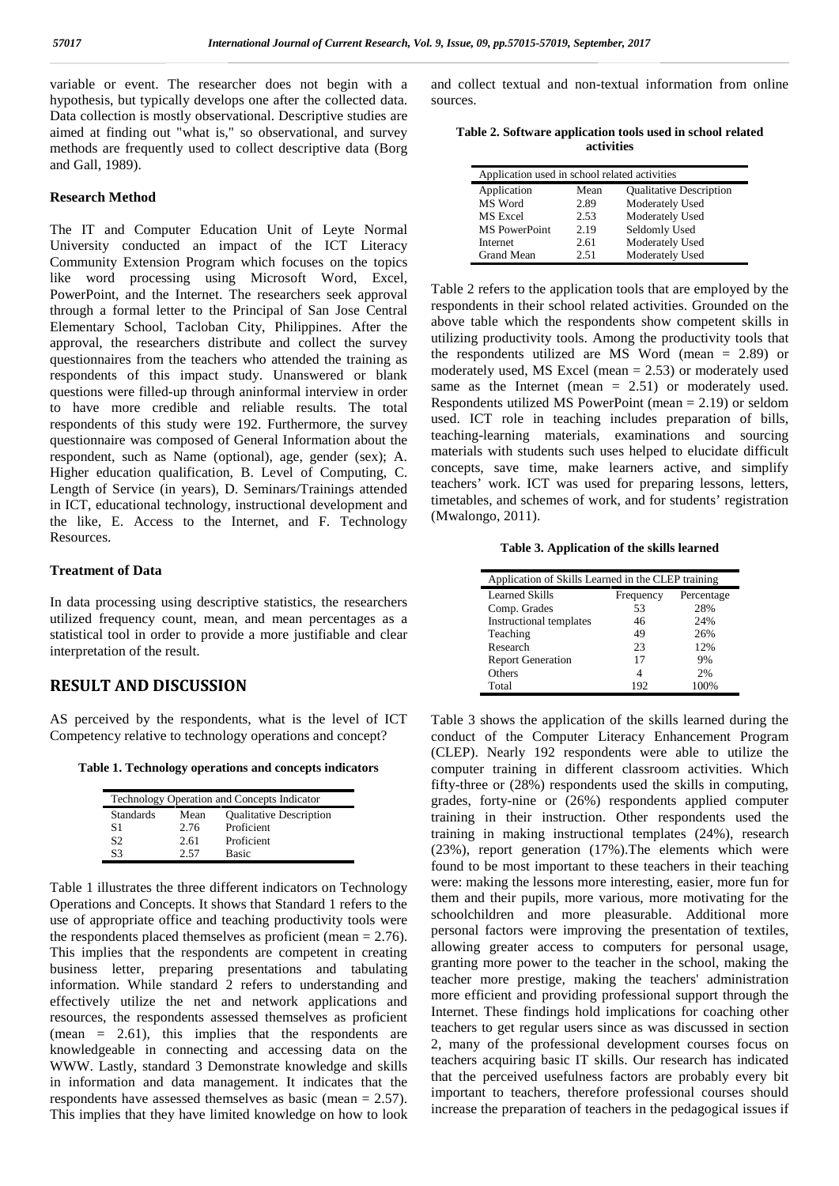variable or event. The researcher does not begin with a hypothesis, but typically develops one after the collected data. Data collection is mostly observational. Descriptive studies are aimed at finding out "what is," so observational, and survey methods are frequently used to collect descriptive data (Borg and Gall, 1989).

### Research Method

The IT and Computer Education Unit of Leyte Normal University conducted an impact of the ICT Literacy Community Extension Program which focuses on the topics like word processing using Microsoft Word, Excel, PowerPoint, and the Internet. The researchers seek approval through a formal letter to the Principal of San Jose Central Elementary School, Tacloban City, Philippines. After the approval, the researchers distribute and collect the survey questionnaires from the teachers who attended the training as respondents of this impact study. Unanswered or blank questions were filled-up through aninformal interview in order to have more credible and reliable results. The total respondents of this study were 192. Furthermore, the survey questionnaire was composed of General Information about the respondent, such as Name (optional), age, gender (sex); A. Higher education qualification, B. Level of Computing, C. Length of Service (in years), D. Seminars/Trainings attended in ICT, educational technology, instructional development and the like, E. Access to the Internet, and F. Technology Resources.

### Treatment of Data

In data processing using descriptive statistics, the researchers utilized frequency count, mean, and mean percentages as a statistical tool in order to provide a more justifiable and clear interpretation of the result.

## RESULT AND DISCUSSION

AS perceived by the respondents, what is the level of ICT Competency relative to technology operations and concept?

**Table 1. Technology operations and concepts indicators**

| Technology Operation and Concepts Indicator | | |
|---|---|---|
| Standards | Mean | Qualitative Description |
| S1 | 2.76 | Proficient |
| S2 | 2.61 | Proficient |
| S3 | 2.57 | Basic |

Table 1 illustrates the three different indicators on Technology Operations and Concepts. It shows that Standard 1 refers to the use of appropriate office and teaching productivity tools were the respondents placed themselves as proficient (mean = 2.76). This implies that the respondents are competent in creating business letter, preparing presentations and tabulating information. While standard 2 refers to understanding and effectively utilize the net and network applications and resources, the respondents assessed themselves as proficient (mean = 2.61), this implies that the respondents are knowledgeable in connecting and accessing data on the WWW. Lastly, standard 3 Demonstrate knowledge and skills in information and data management. It indicates that the respondents have assessed themselves as basic (mean = 2.57). This implies that they have limited knowledge on how to look and collect textual and non-textual information from online sources.

**Table 2. Software application tools used in school related activities**

| Application used in school related activities | | |
|---|---|---|
| Application | Mean | Qualitative Description |
| MS Word | 2.89 | Moderately Used |
| MS Excel | 2.53 | Moderately Used |
| MS PowerPoint | 2.19 | Seldomly Used |
| Internet | 2.61 | Moderately Used |
| Grand Mean | 2.51 | Moderately Used |

Table 2 refers to the application tools that are employed by the respondents in their school related activities. Grounded on the above table which the respondents show competent skills in utilizing productivity tools. Among the productivity tools that the respondents utilized are MS Word (mean = 2.89) or moderately used, MS Excel (mean = 2.53) or moderately used same as the Internet (mean = 2.51) or moderately used. Respondents utilized MS PowerPoint (mean = 2.19) or seldom used. ICT role in teaching includes preparation of bills, teaching-learning materials, examinations and sourcing materials with students such uses helped to elucidate difficult concepts, save time, make learners active, and simplify teachers' work. ICT was used for preparing lessons, letters, timetables, and schemes of work, and for students' registration (Mwalongo, 2011).

**Table 3. Application of the skills learned**

| Application of Skills Learned in the CLEP training | | |
|---|---|---|
| Learned Skills | Frequency | Percentage |
| Comp. Grades | 53 | 28% |
| Instructional templates | 46 | 24% |
| Teaching | 49 | 26% |
| Research | 23 | 12% |
| Report Generation | 17 | 9% |
| Others | 4 | 2% |
| Total | 192 | 100% |

Table 3 shows the application of the skills learned during the conduct of the Computer Literacy Enhancement Program (CLEP). Nearly 192 respondents were able to utilize the computer training in different classroom activities. Which fifty-three or (28%) respondents used the skills in computing, grades, forty-nine or (26%) respondents applied computer training in their instruction. Other respondents used the training in making instructional templates (24%), research (23%), report generation (17%).The elements which were found to be most important to these teachers in their teaching were: making the lessons more interesting, easier, more fun for them and their pupils, more various, more motivating for the schoolchildren and more pleasurable. Additional more personal factors were improving the presentation of textiles, allowing greater access to computers for personal usage, granting more power to the teacher in the school, making the teacher more prestige, making the teachers' administration more efficient and providing professional support through the Internet. These findings hold implications for coaching other teachers to get regular users since as was discussed in section 2, many of the professional development courses focus on teachers acquiring basic IT skills. Our research has indicated that the perceived usefulness factors are probably every bit important to teachers, therefore professional courses should increase the preparation of teachers in the pedagogical issues if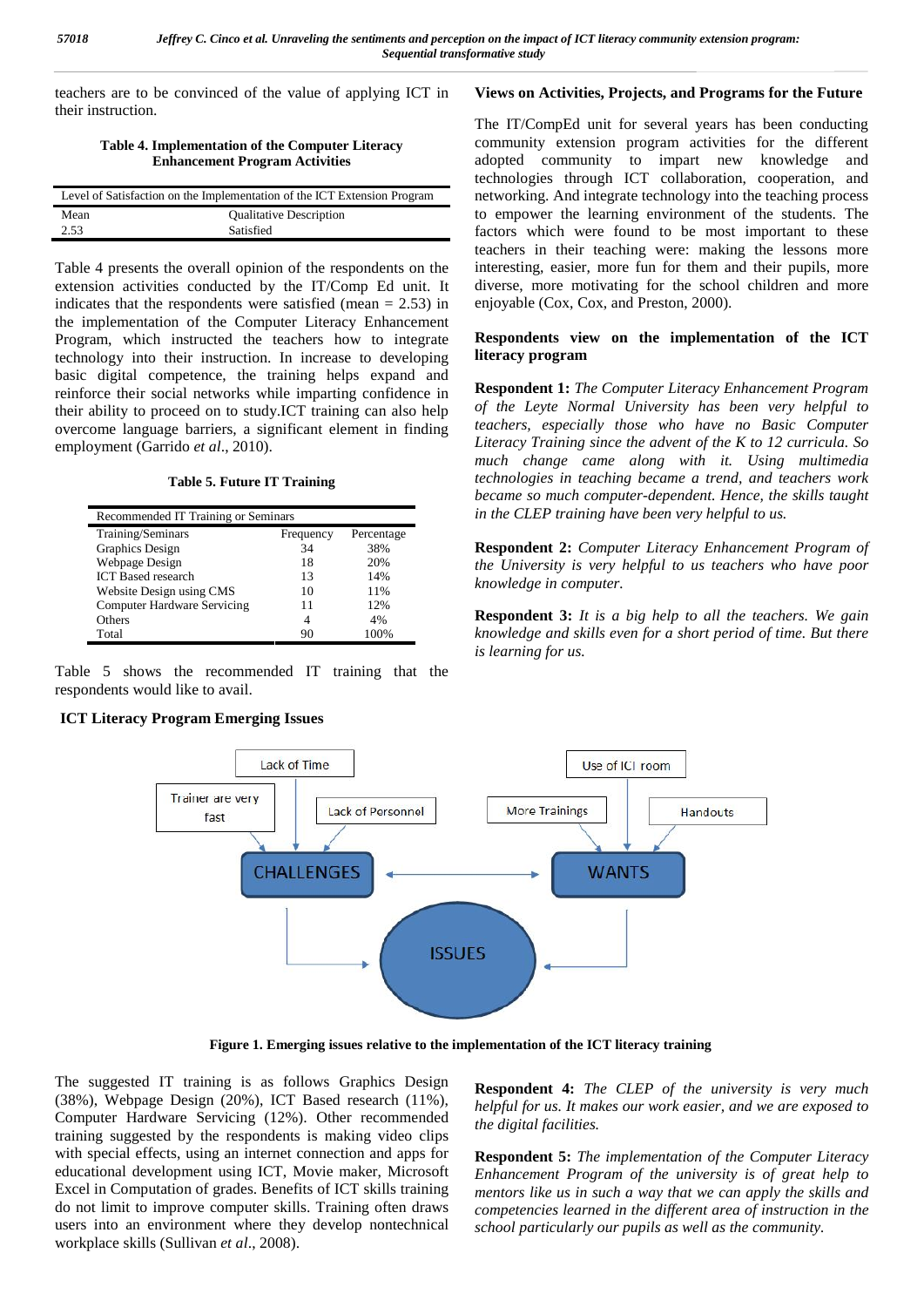teachers are to be convinced of the value of applying ICT in their instruction.

**Table 4. Implementation of the Computer Literacy Enhancement Program Activities**

| Level of Satisfaction on the Implementation of the ICT Extension Program | |
|---|---|
| Mean | Qualitative Description |
| 2.53 | Satisfied |

Table 4 presents the overall opinion of the respondents on the extension activities conducted by the IT/Comp Ed unit. It indicates that the respondents were satisfied (mean = 2.53) in the implementation of the Computer Literacy Enhancement Program, which instructed the teachers how to integrate technology into their instruction. In increase to developing basic digital competence, the training helps expand and reinforce their social networks while imparting confidence in their ability to proceed on to study.ICT training can also help overcome language barriers, a significant element in finding employment (Garrido *et al*., 2010).

**Table 5. Future IT Training**

| Recommended IT Training or Seminars | | |
|---|---|---|
| Training/Seminars | Frequency | Percentage |
| Graphics Design | 34 | 38% |
| Webpage Design | 18 | 20% |
| ICT Based research | 13 | 14% |
| Website Design using CMS | 10 | 11% |
| Computer Hardware Servicing | 11 | 12% |
| Others | 4 | 4% |
| Total | 90 | 100% |

Table 5 shows the recommended IT training that the respondents would like to avail.

**ICT Literacy Program Emerging Issues**

Lack of Time | Trainer are very fast | Lack of Personnel → CHALLENGES ↔ WANTS ← Use of ICT room | More Trainings | Handouts; CHALLENGES → ISSUES ← WANTS

**Figure 1. Emerging issues relative to the implementation of the ICT literacy training**

The suggested IT training is as follows Graphics Design (38%), Webpage Design (20%), ICT Based research (11%), Computer Hardware Servicing (12%). Other recommended training suggested by the respondents is making video clips with special effects, using an internet connection and apps for educational development using ICT, Movie maker, Microsoft Excel in Computation of grades. Benefits of ICT skills training do not limit to improve computer skills. Training often draws users into an environment where they develop nontechnical workplace skills (Sullivan *et al*., 2008).

### Views on Activities, Projects, and Programs for the Future

The IT/CompEd unit for several years has been conducting community extension program activities for the different adopted community to impart new knowledge and technologies through ICT collaboration, cooperation, and networking. And integrate technology into the teaching process to empower the learning environment of the students. The factors which were found to be most important to these teachers in their teaching were: making the lessons more interesting, easier, more fun for them and their pupils, more diverse, more motivating for the school children and more enjoyable (Cox, Cox, and Preston, 2000).

### Respondents view on the implementation of the ICT literacy program

**Respondent 1:** *The Computer Literacy Enhancement Program of the Leyte Normal University has been very helpful to teachers, especially those who have no Basic Computer Literacy Training since the advent of the K to 12 curricula. So much change came along with it. Using multimedia technologies in teaching became a trend, and teachers work became so much computer-dependent. Hence, the skills taught in the CLEP training have been very helpful to us.*

**Respondent 2:** *Computer Literacy Enhancement Program of the University is very helpful to us teachers who have poor knowledge in computer.*

**Respondent 3:** *It is a big help to all the teachers. We gain knowledge and skills even for a short period of time. But there is learning for us.*

**Respondent 4:** *The CLEP of the university is very much helpful for us. It makes our work easier, and we are exposed to the digital facilities.*

**Respondent 5:** *The implementation of the Computer Literacy Enhancement Program of the university is of great help to mentors like us in such a way that we can apply the skills and competencies learned in the different area of instruction in the school particularly our pupils as well as the community.*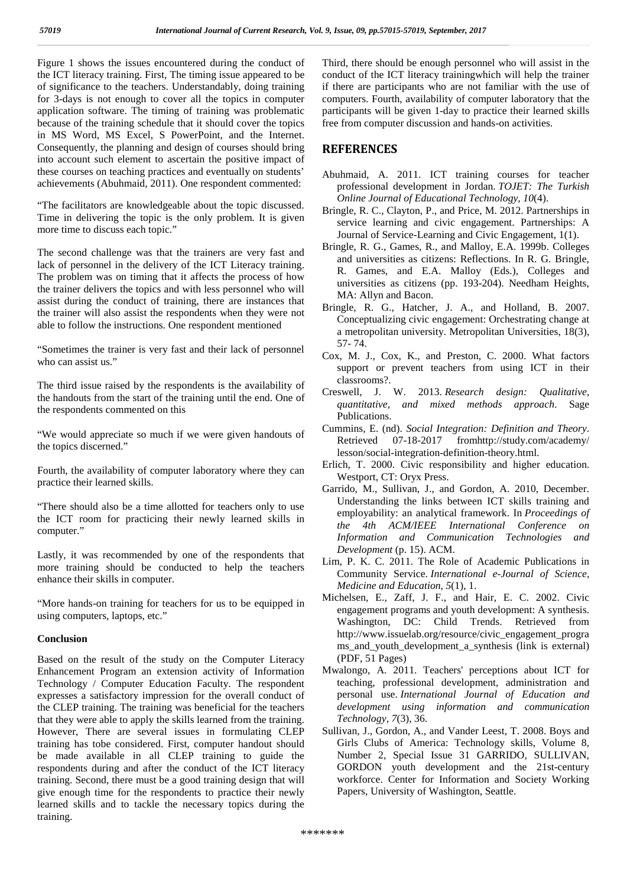Figure 1 shows the issues encountered during the conduct of the ICT literacy training. First, The timing issue appeared to be of significance to the teachers. Understandably, doing training for 3-days is not enough to cover all the topics in computer application software. The timing of training was problematic because of the training schedule that it should cover the topics in MS Word, MS Excel, S PowerPoint, and the Internet. Consequently, the planning and design of courses should bring into account such element to ascertain the positive impact of these courses on teaching practices and eventually on students' achievements (Abuhmaid, 2011). One respondent commented:

"The facilitators are knowledgeable about the topic discussed. Time in delivering the topic is the only problem. It is given more time to discuss each topic."

The second challenge was that the trainers are very fast and lack of personnel in the delivery of the ICT Literacy training. The problem was on timing that it affects the process of how the trainer delivers the topics and with less personnel who will assist during the conduct of training, there are instances that the trainer will also assist the respondents when they were not able to follow the instructions. One respondent mentioned

"Sometimes the trainer is very fast and their lack of personnel who can assist us."

The third issue raised by the respondents is the availability of the handouts from the start of the training until the end. One of the respondents commented on this

"We would appreciate so much if we were given handouts of the topics discerned."

Fourth, the availability of computer laboratory where they can practice their learned skills.

"There should also be a time allotted for teachers only to use the ICT room for practicing their newly learned skills in computer."

Lastly, it was recommended by one of the respondents that more training should be conducted to help the teachers enhance their skills in computer.

"More hands-on training for teachers for us to be equipped in using computers, laptops, etc."

### Conclusion

Based on the result of the study on the Computer Literacy Enhancement Program an extension activity of Information Technology / Computer Education Faculty. The respondent expresses a satisfactory impression for the overall conduct of the CLEP training. The training was beneficial for the teachers that they were able to apply the skills learned from the training. However, There are several issues in formulating CLEP training has tobe considered. First, computer handout should be made available in all CLEP training to guide the respondents during and after the conduct of the ICT literacy training. Second, there must be a good training design that will give enough time for the respondents to practice their newly learned skills and to tackle the necessary topics during the training. Third, there should be enough personnel who will assist in the conduct of the ICT literacy trainingwhich will help the trainer if there are participants who are not familiar with the use of computers. Fourth, availability of computer laboratory that the participants will be given 1-day to practice their learned skills free from computer discussion and hands-on activities.

## REFERENCES

Abuhmaid, A. 2011. ICT training courses for teacher professional development in Jordan. *TOJET: The Turkish Online Journal of Educational Technology*, *10*(4).

Bringle, R. C., Clayton, P., and Price, M. 2012. Partnerships in service learning and civic engagement. Partnerships: A Journal of Service-Learning and Civic Engagement, 1(1).

Bringle, R. G., Games, R., and Malloy, E.A. 1999b. Colleges and universities as citizens: Reflections. In R. G. Bringle, R. Games, and E.A. Malloy (Eds.), Colleges and universities as citizens (pp. 193-204). Needham Heights, MA: Allyn and Bacon.

Bringle, R. G., Hatcher, J. A., and Holland, B. 2007. Conceptualizing civic engagement: Orchestrating change at a metropolitan university. Metropolitan Universities, 18(3), 57- 74.

Cox, M. J., Cox, K., and Preston, C. 2000. What factors support or prevent teachers from using ICT in their classrooms?.

Creswell, J. W. 2013. *Research design: Qualitative, quantitative, and mixed methods approach*. Sage Publications.

Cummins, E. (nd). *Social Integration: Definition and Theory*. Retrieved 07-18-2017 fromhttp://study.com/academy/lesson/social-integration-definition-theory.html.

Erlich, T. 2000. Civic responsibility and higher education. Westport, CT: Oryx Press.

Garrido, M., Sullivan, J., and Gordon, A. 2010, December. Understanding the links between ICT skills training and employability: an analytical framework. In *Proceedings of the 4th ACM/IEEE International Conference on Information and Communication Technologies and Development* (p. 15). ACM.

Lim, P. K. C. 2011. The Role of Academic Publications in Community Service. *International e-Journal of Science, Medicine and Education*, *5*(1), 1.

Michelsen, E., Zaff, J. F., and Hair, E. C. 2002. Civic engagement programs and youth development: A synthesis. Washington, DC: Child Trends. Retrieved from http://www.issuelab.org/resource/civic_engagement_programs_and_youth_development_a_synthesis (link is external) (PDF, 51 Pages)

Mwalongo, A. 2011. Teachers' perceptions about ICT for teaching, professional development, administration and personal use. *International Journal of Education and development using information and communication Technology*, *7*(3), 36.

Sullivan, J., Gordon, A., and Vander Leest, T. 2008. Boys and Girls Clubs of America: Technology skills, Volume 8, Number 2, Special Issue 31 GARRIDO, SULLIVAN, GORDON youth development and the 21st-century workforce. Center for Information and Society Working Papers, University of Washington, Seattle.

\*\*\*\*\*\*\*